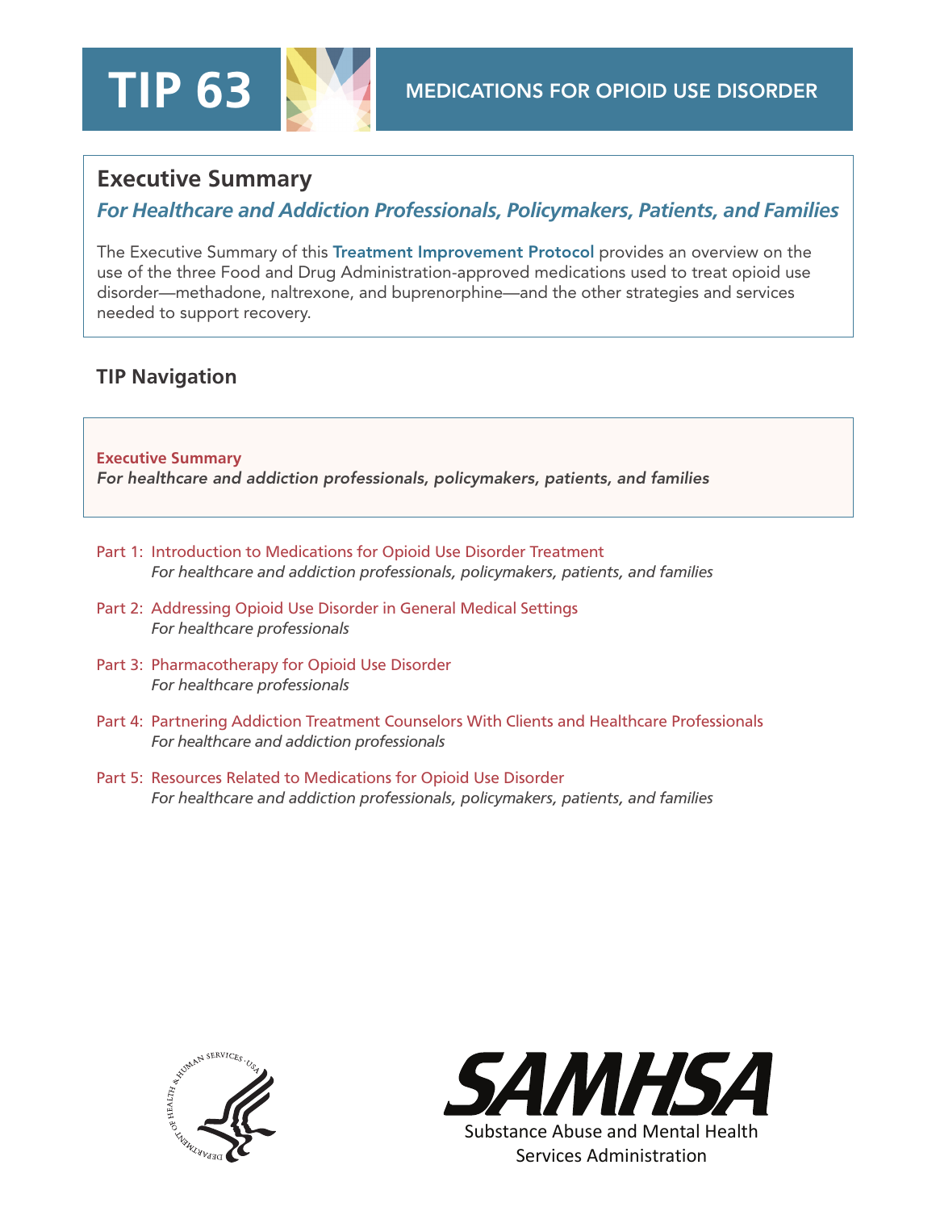# TIP 63

**MEDICATIONS FOR OPIOID USE DISORDER**

## Executive Summary

### *For Healthcare and Addiction Professionals, Policymakers, Patients, and Families*

The Executive Summary of this **Treatment Improvement Protocol** provides an overview on the use of the three Food and Drug Administration-approved medications used to treat opioid use disorder—methadone, naltrexone, and buprenorphine—and the other strategies and services needed to support recovery.

## TIP Navigation

**Executive Summary**
*For healthcare and addiction professionals, policymakers, patients, and families*

Part 1: Introduction to Medications for Opioid Use Disorder Treatment
*For healthcare and addiction professionals, policymakers, patients, and families*

Part 2: Addressing Opioid Use Disorder in General Medical Settings
*For healthcare professionals*

Part 3: Pharmacotherapy for Opioid Use Disorder
*For healthcare professionals*

Part 4: Partnering Addiction Treatment Counselors With Clients and Healthcare Professionals
*For healthcare and addiction professionals*

Part 5: Resources Related to Medications for Opioid Use Disorder
*For healthcare and addiction professionals, policymakers, patients, and families*

SAMHSA
Substance Abuse and Mental Health Services Administration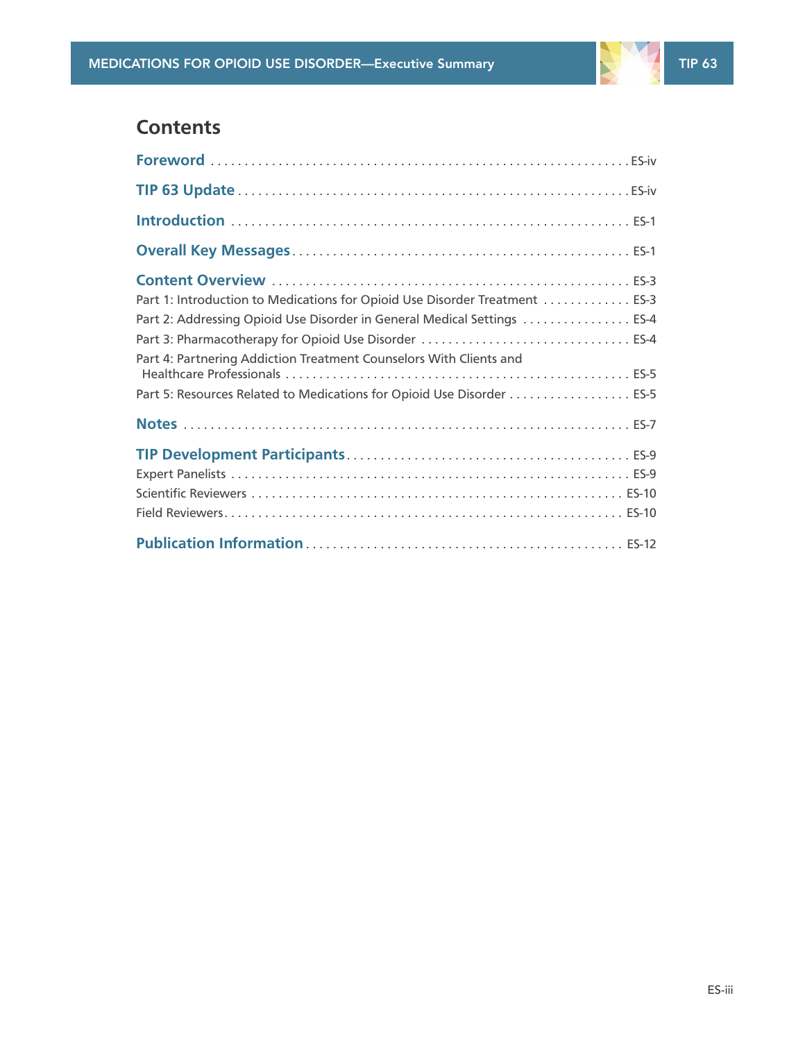# Contents

**Foreword** ES-iv

**TIP 63 Update** ES-iv

**Introduction** ES-1

**Overall Key Messages** ES-1

**Content Overview** ES-3

- Part 1: Introduction to Medications for Opioid Use Disorder Treatment ES-3
- Part 2: Addressing Opioid Use Disorder in General Medical Settings ES-4
- Part 3: Pharmacotherapy for Opioid Use Disorder ES-4
- Part 4: Partnering Addiction Treatment Counselors With Clients and Healthcare Professionals ES-5
- Part 5: Resources Related to Medications for Opioid Use Disorder ES-5

**Notes** ES-7

**TIP Development Participants** ES-9

- Expert Panelists ES-9
- Scientific Reviewers ES-10
- Field Reviewers ES-10

**Publication Information** ES-12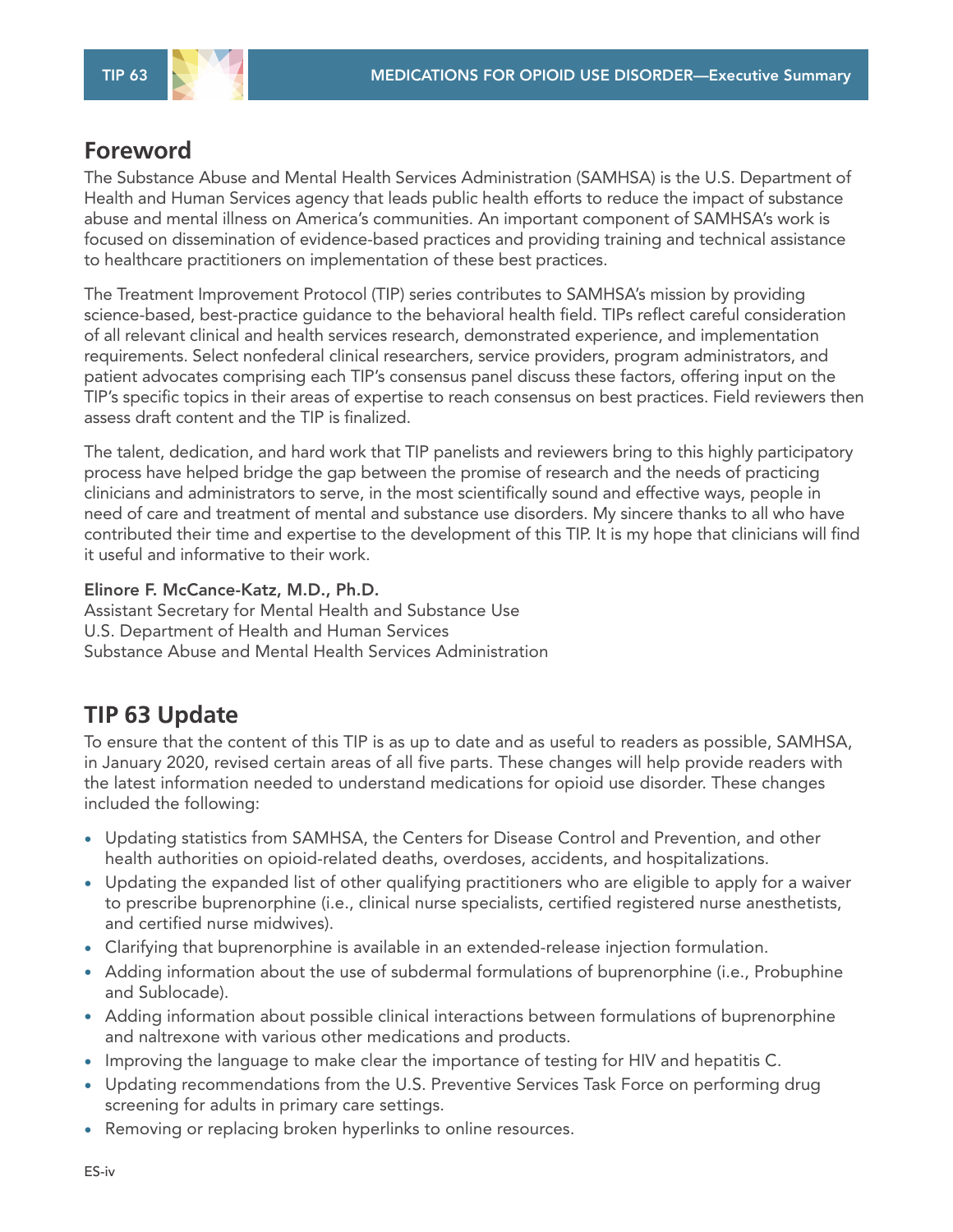## Foreword

The Substance Abuse and Mental Health Services Administration (SAMHSA) is the U.S. Department of Health and Human Services agency that leads public health efforts to reduce the impact of substance abuse and mental illness on America's communities. An important component of SAMHSA's work is focused on dissemination of evidence-based practices and providing training and technical assistance to healthcare practitioners on implementation of these best practices.

The Treatment Improvement Protocol (TIP) series contributes to SAMHSA's mission by providing science-based, best-practice guidance to the behavioral health field. TIPs reflect careful consideration of all relevant clinical and health services research, demonstrated experience, and implementation requirements. Select nonfederal clinical researchers, service providers, program administrators, and patient advocates comprising each TIP's consensus panel discuss these factors, offering input on the TIP's specific topics in their areas of expertise to reach consensus on best practices. Field reviewers then assess draft content and the TIP is finalized.

The talent, dedication, and hard work that TIP panelists and reviewers bring to this highly participatory process have helped bridge the gap between the promise of research and the needs of practicing clinicians and administrators to serve, in the most scientifically sound and effective ways, people in need of care and treatment of mental and substance use disorders. My sincere thanks to all who have contributed their time and expertise to the development of this TIP. It is my hope that clinicians will find it useful and informative to their work.

**Elinore F. McCance-Katz, M.D., Ph.D.**
Assistant Secretary for Mental Health and Substance Use
U.S. Department of Health and Human Services
Substance Abuse and Mental Health Services Administration

## TIP 63 Update

To ensure that the content of this TIP is as up to date and as useful to readers as possible, SAMHSA, in January 2020, revised certain areas of all five parts. These changes will help provide readers with the latest information needed to understand medications for opioid use disorder. These changes included the following:

- Updating statistics from SAMHSA, the Centers for Disease Control and Prevention, and other health authorities on opioid-related deaths, overdoses, accidents, and hospitalizations.
- Updating the expanded list of other qualifying practitioners who are eligible to apply for a waiver to prescribe buprenorphine (i.e., clinical nurse specialists, certified registered nurse anesthetists, and certified nurse midwives).
- Clarifying that buprenorphine is available in an extended-release injection formulation.
- Adding information about the use of subdermal formulations of buprenorphine (i.e., Probuphine and Sublocade).
- Adding information about possible clinical interactions between formulations of buprenorphine and naltrexone with various other medications and products.
- Improving the language to make clear the importance of testing for HIV and hepatitis C.
- Updating recommendations from the U.S. Preventive Services Task Force on performing drug screening for adults in primary care settings.
- Removing or replacing broken hyperlinks to online resources.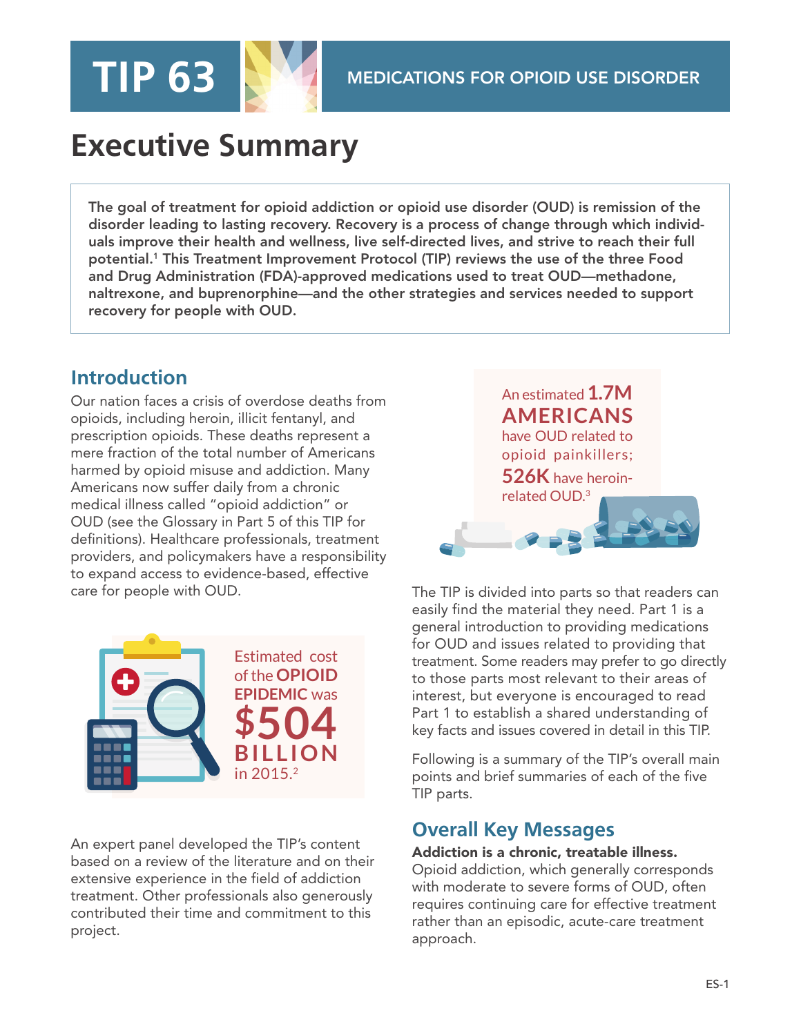# TIP 63

## MEDICATIONS FOR OPIOID USE DISORDER

# Executive Summary

**The goal of treatment for opioid addiction or opioid use disorder (OUD) is remission of the disorder leading to lasting recovery. Recovery is a process of change through which individuals improve their health and wellness, live self-directed lives, and strive to reach their full potential.[1] This Treatment Improvement Protocol (TIP) reviews the use of the three Food and Drug Administration (FDA)-approved medications used to treat OUD—methadone, naltrexone, and buprenorphine—and the other strategies and services needed to support recovery for people with OUD.**

## Introduction

Our nation faces a crisis of overdose deaths from opioids, including heroin, illicit fentanyl, and prescription opioids. These deaths represent a mere fraction of the total number of Americans harmed by opioid misuse and addiction. Many Americans now suffer daily from a chronic medical illness called "opioid addiction" or OUD (see the Glossary in Part 5 of this TIP for definitions). Healthcare professionals, treatment providers, and policymakers have a responsibility to expand access to evidence-based, effective care for people with OUD.

Estimated cost of the **OPIOID EPIDEMIC** was **$504 BILLION** in 2015.[2]

An expert panel developed the TIP's content based on a review of the literature and on their extensive experience in the field of addiction treatment. Other professionals also generously contributed their time and commitment to this project.

An estimated **1.7M AMERICANS** have OUD related to opioid painkillers; **526K** have heroin-related OUD.[3]

The TIP is divided into parts so that readers can easily find the material they need. Part 1 is a general introduction to providing medications for OUD and issues related to providing that treatment. Some readers may prefer to go directly to those parts most relevant to their areas of interest, but everyone is encouraged to read Part 1 to establish a shared understanding of key facts and issues covered in detail in this TIP.

Following is a summary of the TIP's overall main points and brief summaries of each of the five TIP parts.

## Overall Key Messages

**Addiction is a chronic, treatable illness.** Opioid addiction, which generally corresponds with moderate to severe forms of OUD, often requires continuing care for effective treatment rather than an episodic, acute-care treatment approach.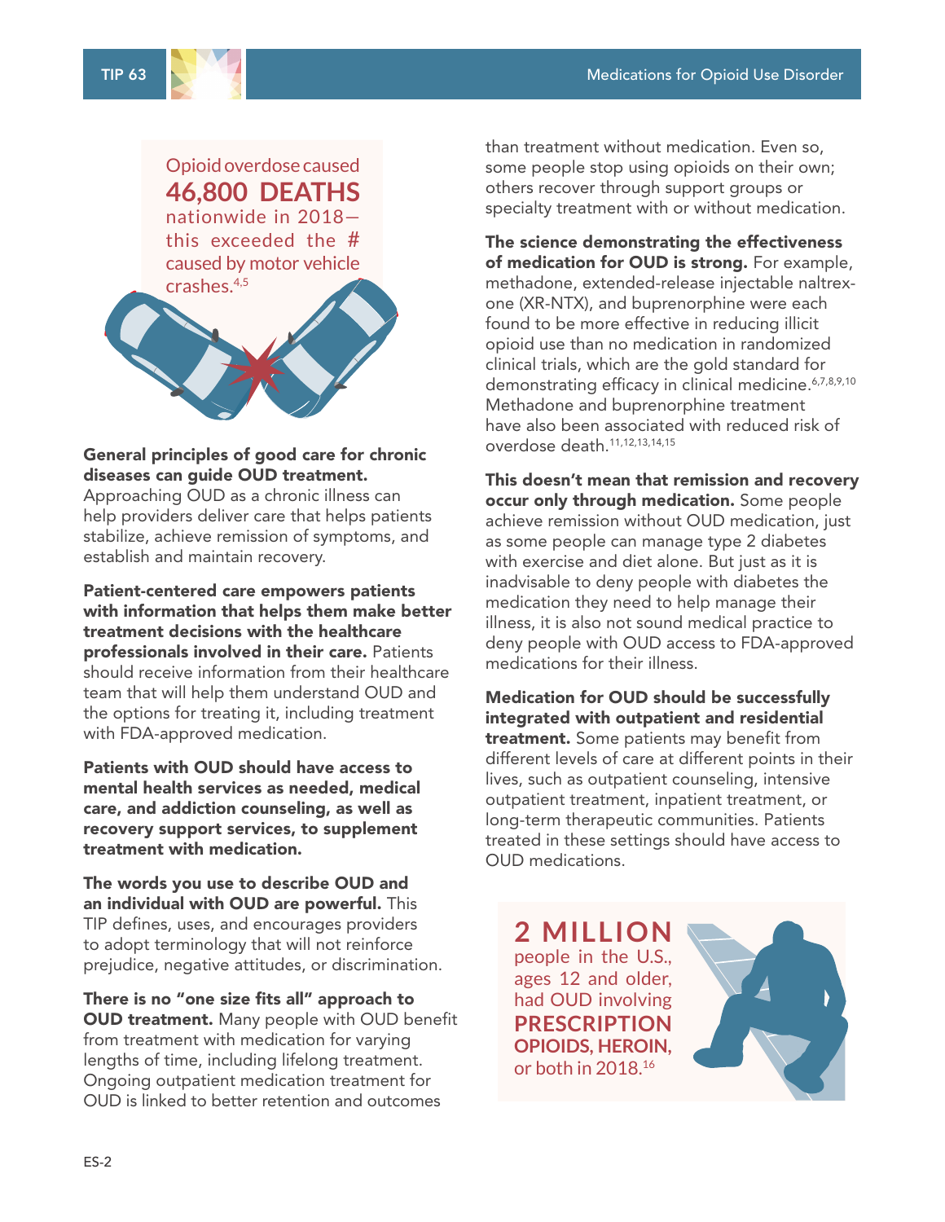Opioid overdose caused **46,800 DEATHS** nationwide in 2018—this exceeded the # caused by motor vehicle crashes.[4,5]

**General principles of good care for chronic diseases can guide OUD treatment.** Approaching OUD as a chronic illness can help providers deliver care that helps patients stabilize, achieve remission of symptoms, and establish and maintain recovery.

**Patient-centered care empowers patients with information that helps them make better treatment decisions with the healthcare professionals involved in their care.** Patients should receive information from their healthcare team that will help them understand OUD and the options for treating it, including treatment with FDA-approved medication.

**Patients with OUD should have access to mental health services as needed, medical care, and addiction counseling, as well as recovery support services, to supplement treatment with medication.**

**The words you use to describe OUD and an individual with OUD are powerful.** This TIP defines, uses, and encourages providers to adopt terminology that will not reinforce prejudice, negative attitudes, or discrimination.

**There is no "one size fits all" approach to OUD treatment.** Many people with OUD benefit from treatment with medication for varying lengths of time, including lifelong treatment. Ongoing outpatient medication treatment for OUD is linked to better retention and outcomes than treatment without medication. Even so, some people stop using opioids on their own; others recover through support groups or specialty treatment with or without medication.

**The science demonstrating the effectiveness of medication for OUD is strong.** For example, methadone, extended-release injectable naltrexone (XR-NTX), and buprenorphine were each found to be more effective in reducing illicit opioid use than no medication in randomized clinical trials, which are the gold standard for demonstrating efficacy in clinical medicine.[6,7,8,9,10] Methadone and buprenorphine treatment have also been associated with reduced risk of overdose death.[11,12,13,14,15]

**This doesn't mean that remission and recovery occur only through medication.** Some people achieve remission without OUD medication, just as some people can manage type 2 diabetes with exercise and diet alone. But just as it is inadvisable to deny people with diabetes the medication they need to help manage their illness, it is also not sound medical practice to deny people with OUD access to FDA-approved medications for their illness.

**Medication for OUD should be successfully integrated with outpatient and residential treatment.** Some patients may benefit from different levels of care at different points in their lives, such as outpatient counseling, intensive outpatient treatment, inpatient treatment, or long-term therapeutic communities. Patients treated in these settings should have access to OUD medications.

**2 MILLION** people in the U.S., ages 12 and older, had OUD involving **PRESCRIPTION OPIOIDS, HEROIN,** or both in 2018.[16]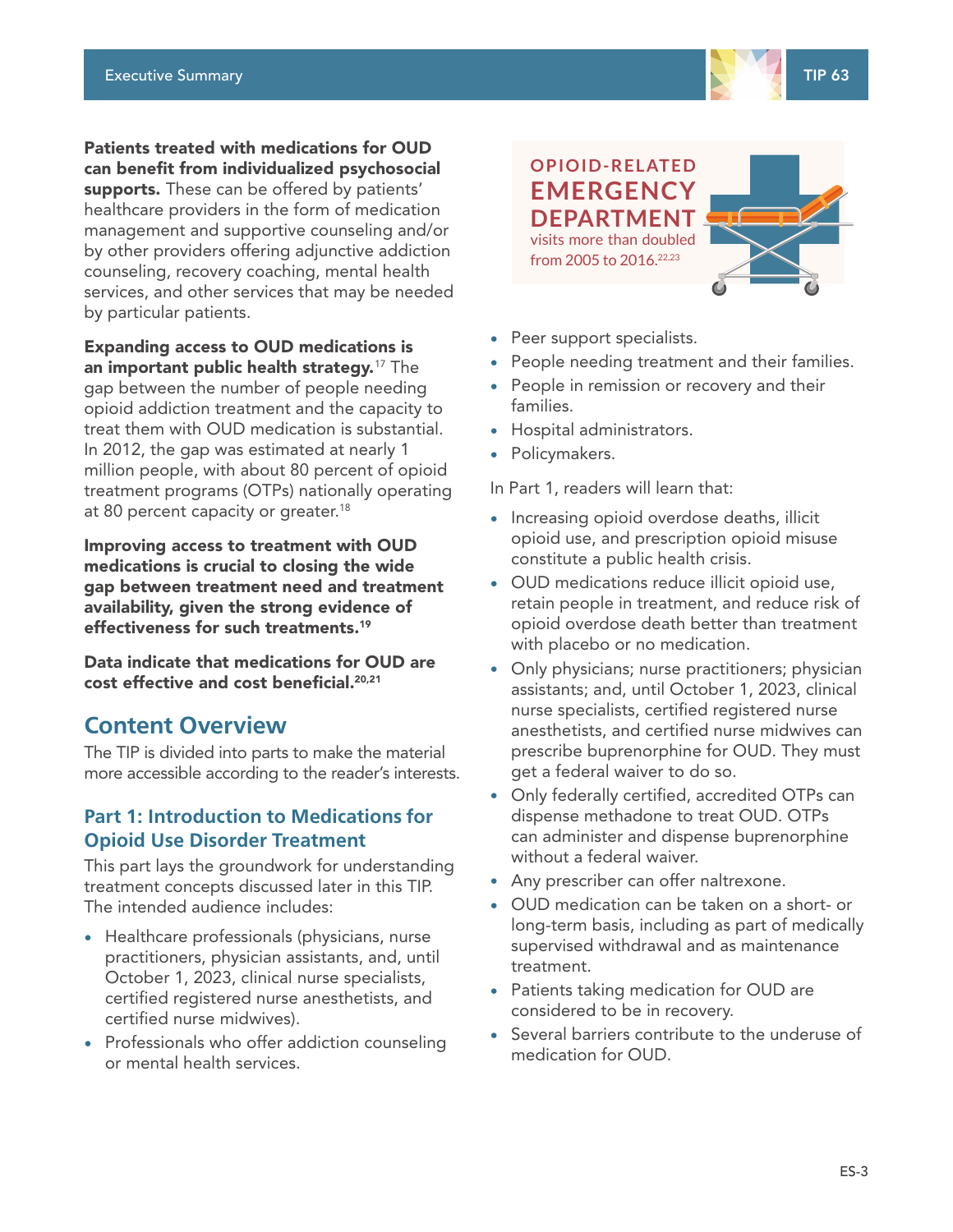**Patients treated with medications for OUD can benefit from individualized psychosocial supports.** These can be offered by patients' healthcare providers in the form of medication management and supportive counseling and/or by other providers offering adjunctive addiction counseling, recovery coaching, mental health services, and other services that may be needed by particular patients.

**Expanding access to OUD medications is an important public health strategy.**[17] The gap between the number of people needing opioid addiction treatment and the capacity to treat them with OUD medication is substantial. In 2012, the gap was estimated at nearly 1 million people, with about 80 percent of opioid treatment programs (OTPs) nationally operating at 80 percent capacity or greater.[18]

**Improving access to treatment with OUD medications is crucial to closing the wide gap between treatment need and treatment availability, given the strong evidence of effectiveness for such treatments.**[19]

**Data indicate that medications for OUD are cost effective and cost beneficial.**[20,21]

## Content Overview

The TIP is divided into parts to make the material more accessible according to the reader's interests.

### Part 1: Introduction to Medications for Opioid Use Disorder Treatment

This part lays the groundwork for understanding treatment concepts discussed later in this TIP. The intended audience includes:

- Healthcare professionals (physicians, nurse practitioners, physician assistants, and, until October 1, 2023, clinical nurse specialists, certified registered nurse anesthetists, and certified nurse midwives).
- Professionals who offer addiction counseling or mental health services.

**OPIOID-RELATED EMERGENCY DEPARTMENT** visits more than doubled from 2005 to 2016.[22,23]

- Peer support specialists.
- People needing treatment and their families.
- People in remission or recovery and their families.
- Hospital administrators.
- Policymakers.

In Part 1, readers will learn that:

- Increasing opioid overdose deaths, illicit opioid use, and prescription opioid misuse constitute a public health crisis.
- OUD medications reduce illicit opioid use, retain people in treatment, and reduce risk of opioid overdose death better than treatment with placebo or no medication.
- Only physicians; nurse practitioners; physician assistants; and, until October 1, 2023, clinical nurse specialists, certified registered nurse anesthetists, and certified nurse midwives can prescribe buprenorphine for OUD. They must get a federal waiver to do so.
- Only federally certified, accredited OTPs can dispense methadone to treat OUD. OTPs can administer and dispense buprenorphine without a federal waiver.
- Any prescriber can offer naltrexone.
- OUD medication can be taken on a short- or long-term basis, including as part of medically supervised withdrawal and as maintenance treatment.
- Patients taking medication for OUD are considered to be in recovery.
- Several barriers contribute to the underuse of medication for OUD.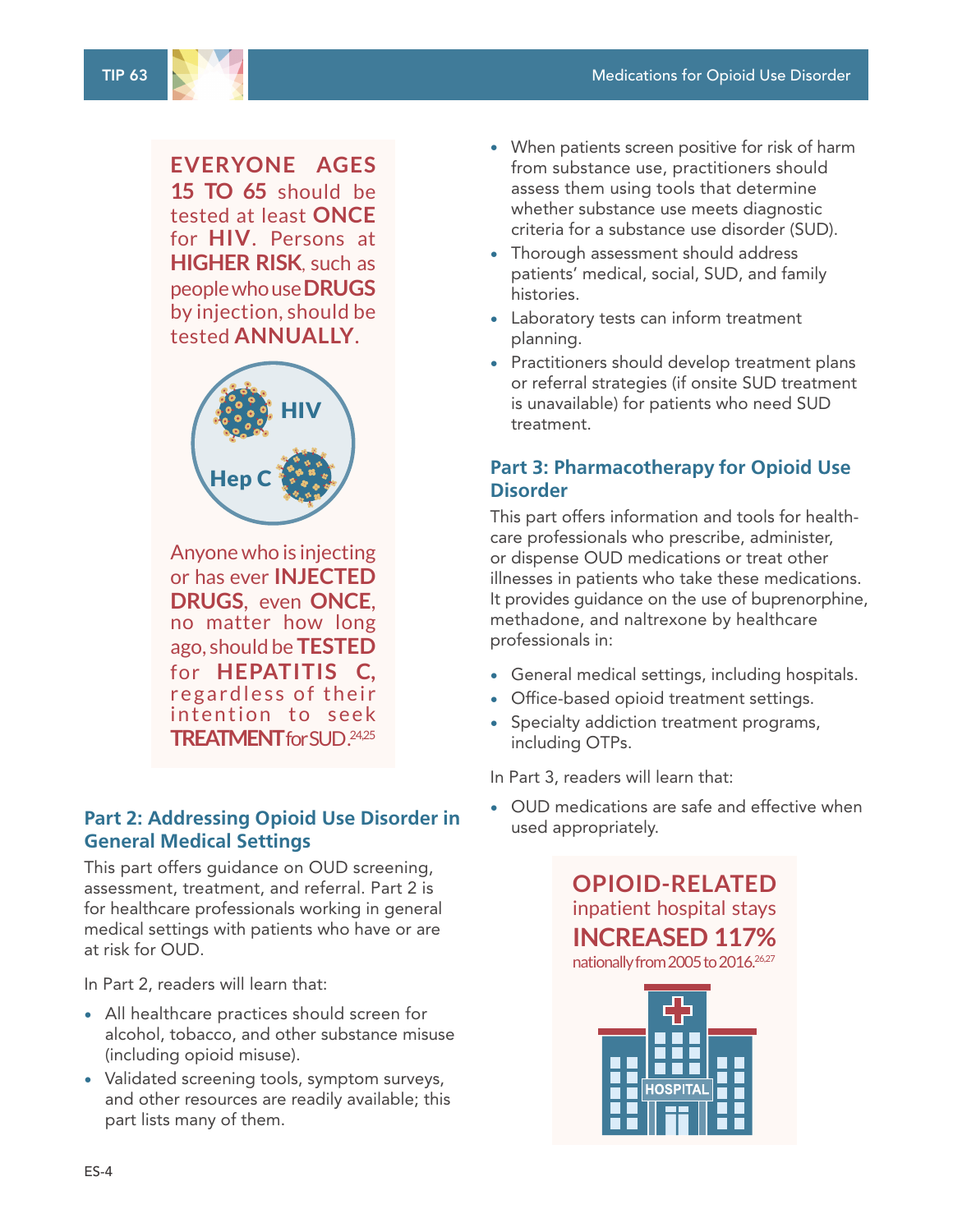**EVERYONE AGES 15 TO 65** should be tested at least **ONCE** for **HIV**. Persons at **HIGHER RISK**, such as people who use **DRUGS** by injection, should be tested **ANNUALLY**.

Anyone who is injecting or has ever **INJECTED DRUGS**, even **ONCE**, no matter how long ago, should be **TESTED** for **HEPATITIS C**, regardless of their intention to seek **TREATMENT** for SUD.[24,25]

### Part 2: Addressing Opioid Use Disorder in General Medical Settings

This part offers guidance on OUD screening, assessment, treatment, and referral. Part 2 is for healthcare professionals working in general medical settings with patients who have or are at risk for OUD.

In Part 2, readers will learn that:

- All healthcare practices should screen for alcohol, tobacco, and other substance misuse (including opioid misuse).
- Validated screening tools, symptom surveys, and other resources are readily available; this part lists many of them.
- When patients screen positive for risk of harm from substance use, practitioners should assess them using tools that determine whether substance use meets diagnostic criteria for a substance use disorder (SUD).
- Thorough assessment should address patients' medical, social, SUD, and family histories.
- Laboratory tests can inform treatment planning.
- Practitioners should develop treatment plans or referral strategies (if onsite SUD treatment is unavailable) for patients who need SUD treatment.

### Part 3: Pharmacotherapy for Opioid Use Disorder

This part offers information and tools for healthcare professionals who prescribe, administer, or dispense OUD medications or treat other illnesses in patients who take these medications. It provides guidance on the use of buprenorphine, methadone, and naltrexone by healthcare professionals in:

- General medical settings, including hospitals.
- Office-based opioid treatment settings.
- Specialty addiction treatment programs, including OTPs.

In Part 3, readers will learn that:

- OUD medications are safe and effective when used appropriately.

**OPIOID-RELATED** inpatient hospital stays **INCREASED 117%** nationally from 2005 to 2016.[26,27]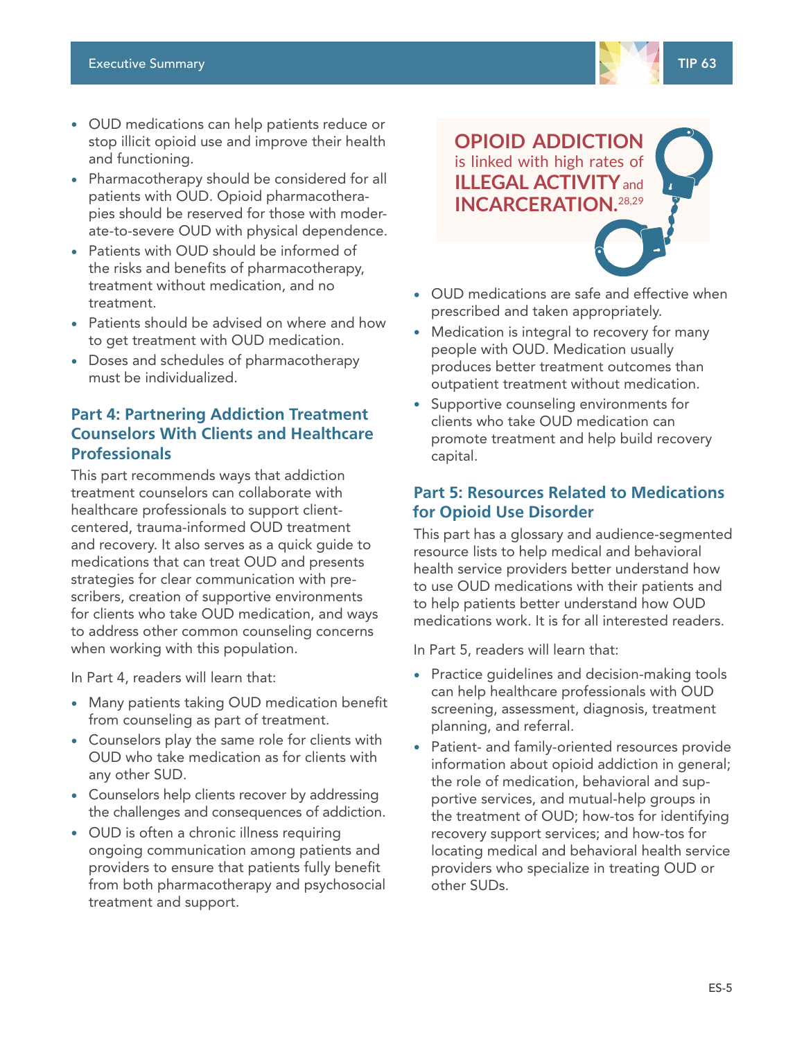- OUD medications can help patients reduce or stop illicit opioid use and improve their health and functioning.
- Pharmacotherapy should be considered for all patients with OUD. Opioid pharmacotherapies should be reserved for those with moderate-to-severe OUD with physical dependence.
- Patients with OUD should be informed of the risks and benefits of pharmacotherapy, treatment without medication, and no treatment.
- Patients should be advised on where and how to get treatment with OUD medication.
- Doses and schedules of pharmacotherapy must be individualized.

## Part 4: Partnering Addiction Treatment Counselors With Clients and Healthcare Professionals

This part recommends ways that addiction treatment counselors can collaborate with healthcare professionals to support client-centered, trauma-informed OUD treatment and recovery. It also serves as a quick guide to medications that can treat OUD and presents strategies for clear communication with prescribers, creation of supportive environments for clients who take OUD medication, and ways to address other common counseling concerns when working with this population.

In Part 4, readers will learn that:

- Many patients taking OUD medication benefit from counseling as part of treatment.
- Counselors play the same role for clients with OUD who take medication as for clients with any other SUD.
- Counselors help clients recover by addressing the challenges and consequences of addiction.
- OUD is often a chronic illness requiring ongoing communication among patients and providers to ensure that patients fully benefit from both pharmacotherapy and psychosocial treatment and support.

**OPIOID ADDICTION** is linked with high rates of **ILLEGAL ACTIVITY** and **INCARCERATION.**[28,29]

- OUD medications are safe and effective when prescribed and taken appropriately.
- Medication is integral to recovery for many people with OUD. Medication usually produces better treatment outcomes than outpatient treatment without medication.
- Supportive counseling environments for clients who take OUD medication can promote treatment and help build recovery capital.

## Part 5: Resources Related to Medications for Opioid Use Disorder

This part has a glossary and audience-segmented resource lists to help medical and behavioral health service providers better understand how to use OUD medications with their patients and to help patients better understand how OUD medications work. It is for all interested readers.

In Part 5, readers will learn that:

- Practice guidelines and decision-making tools can help healthcare professionals with OUD screening, assessment, diagnosis, treatment planning, and referral.
- Patient- and family-oriented resources provide information about opioid addiction in general; the role of medication, behavioral and supportive services, and mutual-help groups in the treatment of OUD; how-tos for identifying recovery support services; and how-tos for locating medical and behavioral health service providers who specialize in treating OUD or other SUDs.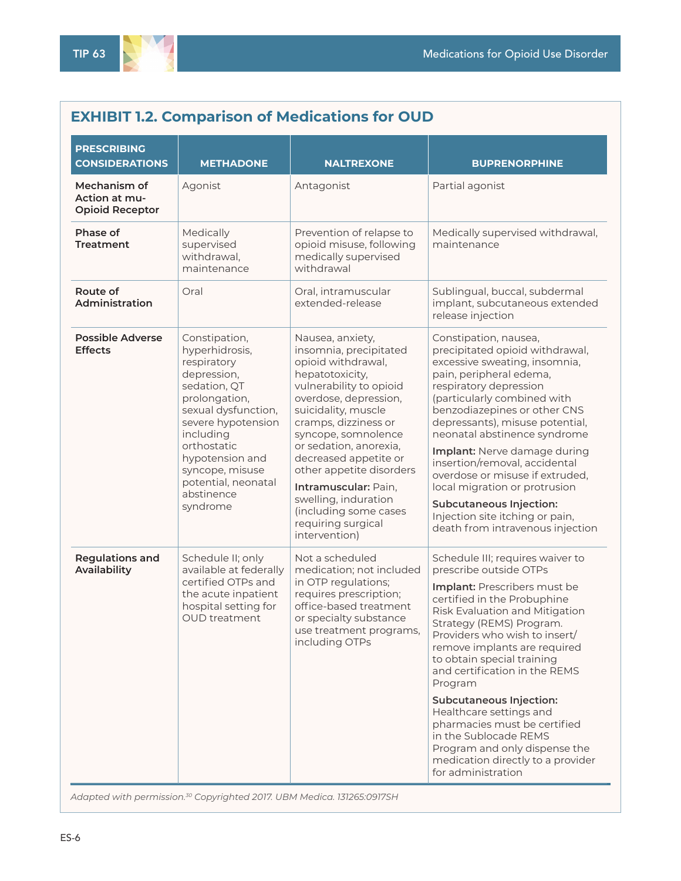## EXHIBIT 1.2. Comparison of Medications for OUD

| PRESCRIBING CONSIDERATIONS | METHADONE | NALTREXONE | BUPRENORPHINE |
|---|---|---|---|
| **Mechanism of Action at mu-Opioid Receptor** | Agonist | Antagonist | Partial agonist |
| **Phase of Treatment** | Medically supervised withdrawal, maintenance | Prevention of relapse to opioid misuse, following medically supervised withdrawal | Medically supervised withdrawal, maintenance |
| **Route of Administration** | Oral | Oral, intramuscular extended-release | Sublingual, buccal, subdermal implant, subcutaneous extended release injection |
| **Possible Adverse Effects** | Constipation, hyperhidrosis, respiratory depression, sedation, QT prolongation, sexual dysfunction, severe hypotension including orthostatic hypotension and syncope, misuse potential, neonatal abstinence syndrome | Nausea, anxiety, insomnia, precipitated opioid withdrawal, hepatotoxicity, vulnerability to opioid overdose, depression, suicidality, muscle cramps, dizziness or syncope, somnolence or sedation, anorexia, decreased appetite or other appetite disorders<br><br>**Intramuscular:** Pain, swelling, induration (including some cases requiring surgical intervention) | Constipation, nausea, precipitated opioid withdrawal, excessive sweating, insomnia, pain, peripheral edema, respiratory depression (particularly combined with benzodiazepines or other CNS depressants), misuse potential, neonatal abstinence syndrome<br><br>**Implant:** Nerve damage during insertion/removal, accidental overdose or misuse if extruded, local migration or protrusion<br><br>**Subcutaneous Injection:** Injection site itching or pain, death from intravenous injection |
| **Regulations and Availability** | Schedule II; only available at federally certified OTPs and the acute inpatient hospital setting for OUD treatment | Not a scheduled medication; not included in OTP regulations; requires prescription; office-based treatment or specialty substance use treatment programs, including OTPs | Schedule III; requires waiver to prescribe outside OTPs<br><br>**Implant:** Prescribers must be certified in the Probuphine Risk Evaluation and Mitigation Strategy (REMS) Program. Providers who wish to insert/remove implants are required to obtain special training and certification in the REMS Program<br><br>**Subcutaneous Injection:** Healthcare settings and pharmacies must be certified in the Sublocade REMS Program and only dispense the medication directly to a provider for administration |

*Adapted with permission.[30] Copyrighted 2017. UBM Medica. 131265:0917SH*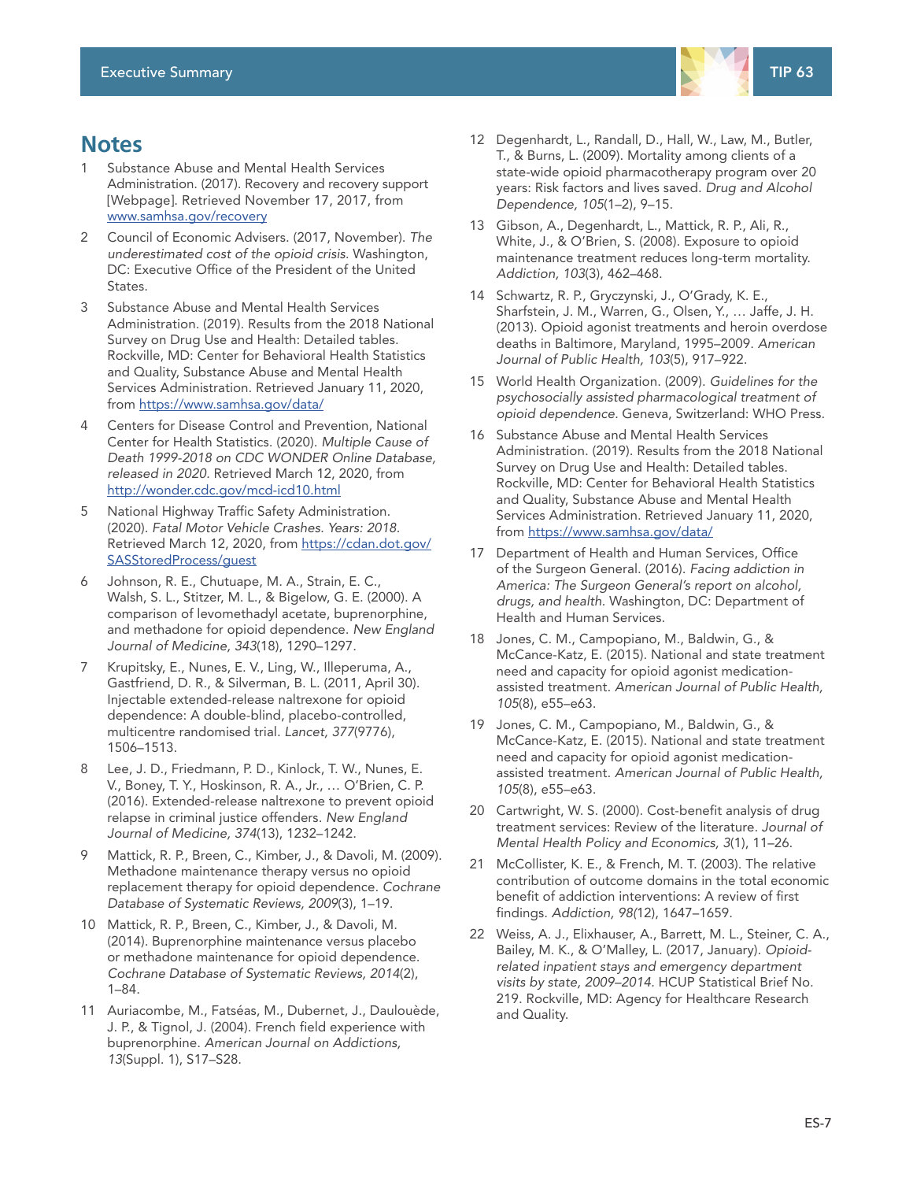## Notes

1. Substance Abuse and Mental Health Services Administration. (2017). Recovery and recovery support [Webpage]. Retrieved November 17, 2017, from [www.samhsa.gov/recovery](www.samhsa.gov/recovery)
2. Council of Economic Advisers. (2017, November). *The underestimated cost of the opioid crisis.* Washington, DC: Executive Office of the President of the United States.
3. Substance Abuse and Mental Health Services Administration. (2019). Results from the 2018 National Survey on Drug Use and Health: Detailed tables. Rockville, MD: Center for Behavioral Health Statistics and Quality, Substance Abuse and Mental Health Services Administration. Retrieved January 11, 2020, from [https://www.samhsa.gov/data/](https://www.samhsa.gov/data/)
4. Centers for Disease Control and Prevention, National Center for Health Statistics. (2020). *Multiple Cause of Death 1999-2018 on CDC WONDER Online Database, released in 2020.* Retrieved March 12, 2020, from [http://wonder.cdc.gov/mcd-icd10.html](http://wonder.cdc.gov/mcd-icd10.html)
5. National Highway Traffic Safety Administration. (2020). *Fatal Motor Vehicle Crashes. Years: 2018.* Retrieved March 12, 2020, from [https://cdan.dot.gov/SASStoredProcess/guest](https://cdan.dot.gov/SASStoredProcess/guest)
6. Johnson, R. E., Chutuape, M. A., Strain, E. C., Walsh, S. L., Stitzer, M. L., & Bigelow, G. E. (2000). A comparison of levomethadyl acetate, buprenorphine, and methadone for opioid dependence. *New England Journal of Medicine, 343*(18), 1290–1297.
7. Krupitsky, E., Nunes, E. V., Ling, W., Illeperuma, A., Gastfriend, D. R., & Silverman, B. L. (2011, April 30). Injectable extended-release naltrexone for opioid dependence: A double-blind, placebo-controlled, multicentre randomised trial. *Lancet, 377*(9776), 1506–1513.
8. Lee, J. D., Friedmann, P. D., Kinlock, T. W., Nunes, E. V., Boney, T. Y., Hoskinson, R. A., Jr., … O'Brien, C. P. (2016). Extended-release naltrexone to prevent opioid relapse in criminal justice offenders. *New England Journal of Medicine, 374*(13), 1232–1242.
9. Mattick, R. P., Breen, C., Kimber, J., & Davoli, M. (2009). Methadone maintenance therapy versus no opioid replacement therapy for opioid dependence. *Cochrane Database of Systematic Reviews, 2009*(3), 1–19.
10. Mattick, R. P., Breen, C., Kimber, J., & Davoli, M. (2014). Buprenorphine maintenance versus placebo or methadone maintenance for opioid dependence. *Cochrane Database of Systematic Reviews, 2014*(2), 1–84.
11. Auriacombe, M., Fatséas, M., Dubernet, J., Daulouède, J. P., & Tignol, J. (2004). French field experience with buprenorphine. *American Journal on Addictions, 13*(Suppl. 1), S17–S28.
12. Degenhardt, L., Randall, D., Hall, W., Law, M., Butler, T., & Burns, L. (2009). Mortality among clients of a state-wide opioid pharmacotherapy program over 20 years: Risk factors and lives saved. *Drug and Alcohol Dependence, 105*(1–2), 9–15.
13. Gibson, A., Degenhardt, L., Mattick, R. P., Ali, R., White, J., & O'Brien, S. (2008). Exposure to opioid maintenance treatment reduces long-term mortality. *Addiction, 103*(3), 462–468.
14. Schwartz, R. P., Gryczynski, J., O'Grady, K. E., Sharfstein, J. M., Warren, G., Olsen, Y., … Jaffe, J. H. (2013). Opioid agonist treatments and heroin overdose deaths in Baltimore, Maryland, 1995–2009. *American Journal of Public Health, 103*(5), 917–922.
15. World Health Organization. (2009). *Guidelines for the psychosocially assisted pharmacological treatment of opioid dependence.* Geneva, Switzerland: WHO Press.
16. Substance Abuse and Mental Health Services Administration. (2019). Results from the 2018 National Survey on Drug Use and Health: Detailed tables. Rockville, MD: Center for Behavioral Health Statistics and Quality, Substance Abuse and Mental Health Services Administration. Retrieved January 11, 2020, from [https://www.samhsa.gov/data/](https://www.samhsa.gov/data/)
17. Department of Health and Human Services, Office of the Surgeon General. (2016). *Facing addiction in America: The Surgeon General's report on alcohol, drugs, and health.* Washington, DC: Department of Health and Human Services.
18. Jones, C. M., Campopiano, M., Baldwin, G., & McCance-Katz, E. (2015). National and state treatment need and capacity for opioid agonist medication-assisted treatment. *American Journal of Public Health, 105*(8), e55–e63.
19. Jones, C. M., Campopiano, M., Baldwin, G., & McCance-Katz, E. (2015). National and state treatment need and capacity for opioid agonist medication-assisted treatment. *American Journal of Public Health, 105*(8), e55–e63.
20. Cartwright, W. S. (2000). Cost-benefit analysis of drug treatment services: Review of the literature. *Journal of Mental Health Policy and Economics, 3*(1), 11–26.
21. McCollister, K. E., & French, M. T. (2003). The relative contribution of outcome domains in the total economic benefit of addiction interventions: A review of first findings. *Addiction, 98(*12), 1647–1659.
22. Weiss, A. J., Elixhauser, A., Barrett, M. L., Steiner, C. A., Bailey, M. K., & O'Malley, L. (2017, January). *Opioid-related inpatient stays and emergency department visits by state, 2009–2014.* HCUP Statistical Brief No. 219. Rockville, MD: Agency for Healthcare Research and Quality.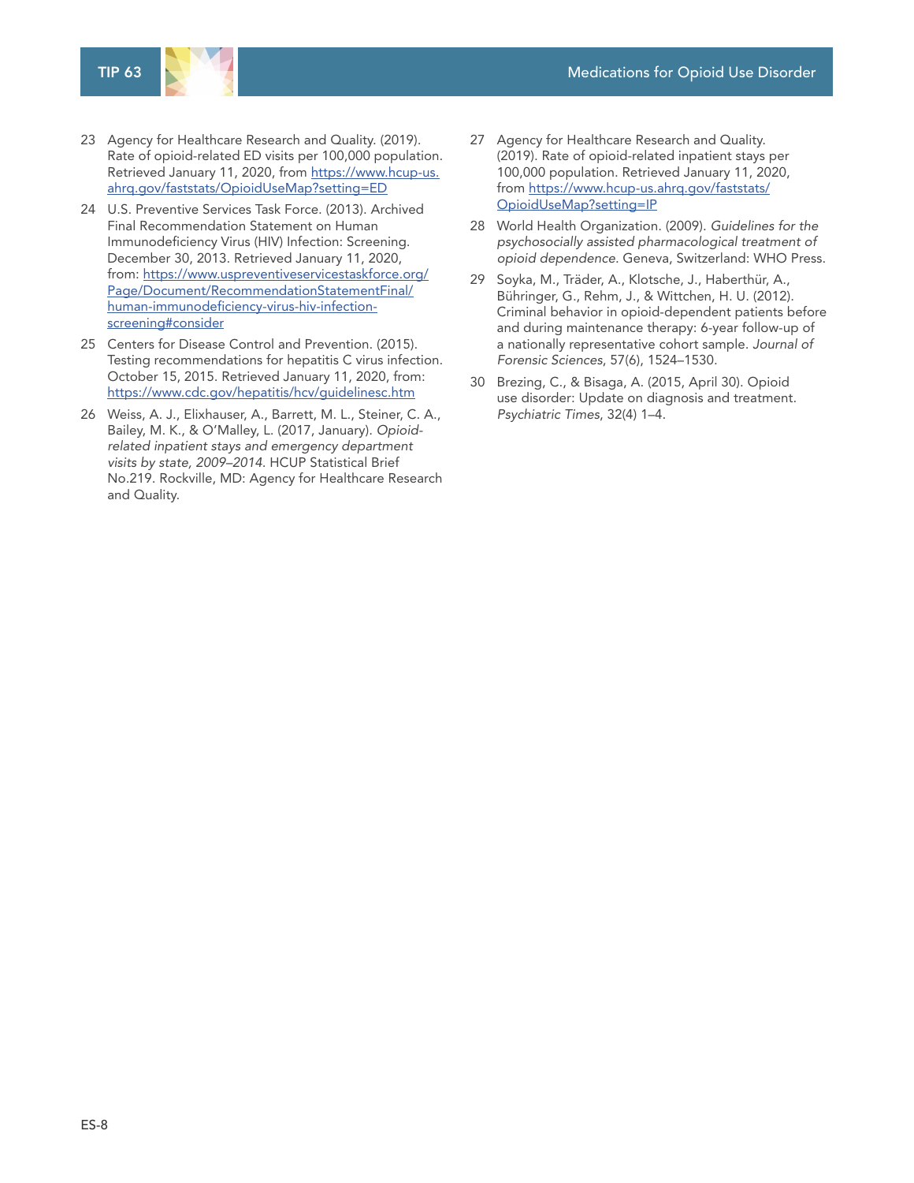23 Agency for Healthcare Research and Quality. (2019). Rate of opioid-related ED visits per 100,000 population. Retrieved January 11, 2020, from https://www.hcup-us.ahrq.gov/faststats/OpioidUseMap?setting=ED

24 U.S. Preventive Services Task Force. (2013). Archived Final Recommendation Statement on Human Immunodeficiency Virus (HIV) Infection: Screening. December 30, 2013. Retrieved January 11, 2020, from: https://www.uspreventiveservicestaskforce.org/Page/Document/RecommendationStatementFinal/human-immunodeficiency-virus-hiv-infection-screening#consider

25 Centers for Disease Control and Prevention. (2015). Testing recommendations for hepatitis C virus infection. October 15, 2015. Retrieved January 11, 2020, from: https://www.cdc.gov/hepatitis/hcv/guidelinesc.htm

26 Weiss, A. J., Elixhauser, A., Barrett, M. L., Steiner, C. A., Bailey, M. K., & O'Malley, L. (2017, January). *Opioid-related inpatient stays and emergency department visits by state, 2009–2014*. HCUP Statistical Brief No.219. Rockville, MD: Agency for Healthcare Research and Quality.

27 Agency for Healthcare Research and Quality. (2019). Rate of opioid-related inpatient stays per 100,000 population. Retrieved January 11, 2020, from https://www.hcup-us.ahrq.gov/faststats/OpioidUseMap?setting=IP

28 World Health Organization. (2009). *Guidelines for the psychosocially assisted pharmacological treatment of opioid dependence*. Geneva, Switzerland: WHO Press.

29 Soyka, M., Träder, A., Klotsche, J., Haberthür, A., Bühringer, G., Rehm, J., & Wittchen, H. U. (2012). Criminal behavior in opioid-dependent patients before and during maintenance therapy: 6-year follow-up of a nationally representative cohort sample. *Journal of Forensic Sciences*, 57(6), 1524–1530.

30 Brezing, C., & Bisaga, A. (2015, April 30). Opioid use disorder: Update on diagnosis and treatment. *Psychiatric Times*, 32(4) 1–4.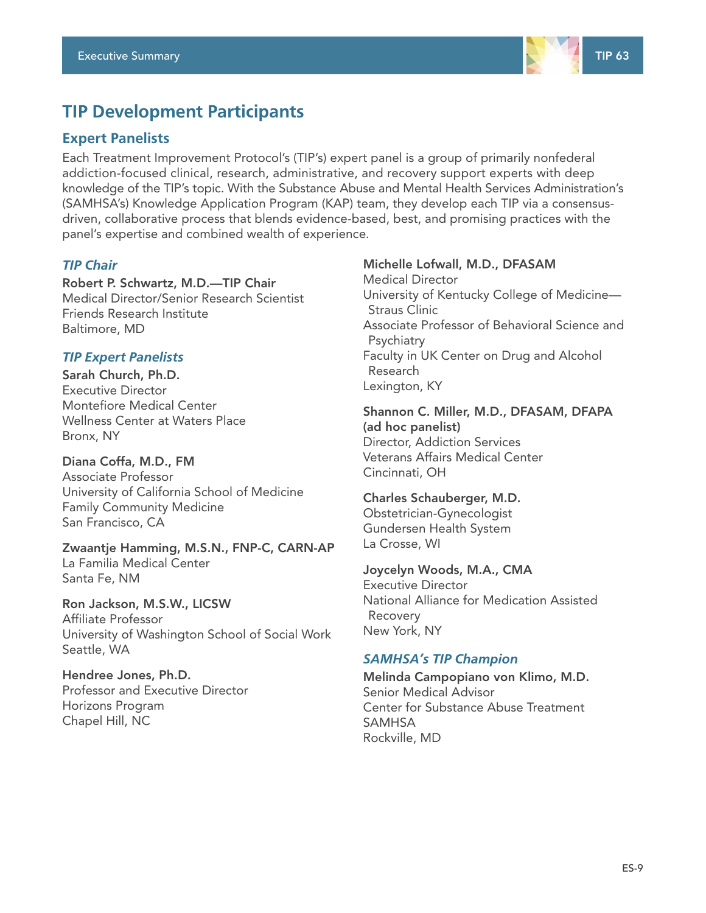## TIP Development Participants

### Expert Panelists

Each Treatment Improvement Protocol's (TIP's) expert panel is a group of primarily nonfederal addiction-focused clinical, research, administrative, and recovery support experts with deep knowledge of the TIP's topic. With the Substance Abuse and Mental Health Services Administration's (SAMHSA's) Knowledge Application Program (KAP) team, they develop each TIP via a consensus-driven, collaborative process that blends evidence-based, best, and promising practices with the panel's expertise and combined wealth of experience.

#### *TIP Chair*

**Robert P. Schwartz, M.D.—TIP Chair**
Medical Director/Senior Research Scientist
Friends Research Institute
Baltimore, MD

#### *TIP Expert Panelists*

**Sarah Church, Ph.D.**
Executive Director
Montefiore Medical Center
Wellness Center at Waters Place
Bronx, NY

**Diana Coffa, M.D., FM**
Associate Professor
University of California School of Medicine
Family Community Medicine
San Francisco, CA

**Zwaantje Hamming, M.S.N., FNP-C, CARN-AP**
La Familia Medical Center
Santa Fe, NM

**Ron Jackson, M.S.W., LICSW**
Affiliate Professor
University of Washington School of Social Work
Seattle, WA

**Hendree Jones, Ph.D.**
Professor and Executive Director
Horizons Program
Chapel Hill, NC

**Michelle Lofwall, M.D., DFASAM**
Medical Director
University of Kentucky College of Medicine—Straus Clinic
Associate Professor of Behavioral Science and Psychiatry
Faculty in UK Center on Drug and Alcohol Research
Lexington, KY

**Shannon C. Miller, M.D., DFASAM, DFAPA (ad hoc panelist)**
Director, Addiction Services
Veterans Affairs Medical Center
Cincinnati, OH

**Charles Schauberger, M.D.**
Obstetrician-Gynecologist
Gundersen Health System
La Crosse, WI

**Joycelyn Woods, M.A., CMA**
Executive Director
National Alliance for Medication Assisted Recovery
New York, NY

#### *SAMHSA's TIP Champion*

**Melinda Campopiano von Klimo, M.D.**
Senior Medical Advisor
Center for Substance Abuse Treatment
SAMHSA
Rockville, MD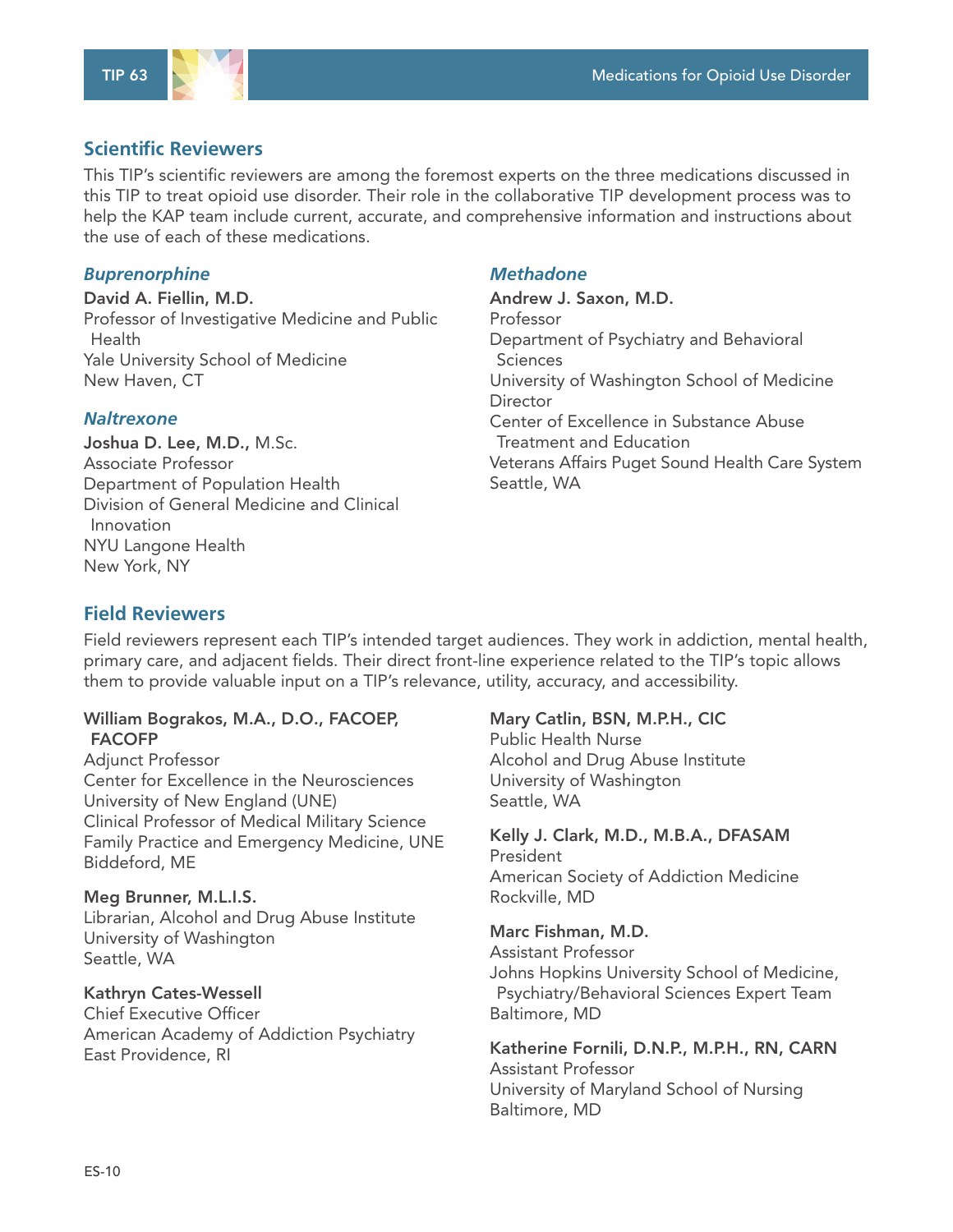## Scientific Reviewers

This TIP's scientific reviewers are among the foremost experts on the three medications discussed in this TIP to treat opioid use disorder. Their role in the collaborative TIP development process was to help the KAP team include current, accurate, and comprehensive information and instructions about the use of each of these medications.

### *Buprenorphine*

**David A. Fiellin, M.D.**
Professor of Investigative Medicine and Public Health
Yale University School of Medicine
New Haven, CT

### *Naltrexone*

**Joshua D. Lee, M.D.,** M.Sc.
Associate Professor
Department of Population Health
Division of General Medicine and Clinical Innovation
NYU Langone Health
New York, NY

### *Methadone*

**Andrew J. Saxon, M.D.**
Professor
Department of Psychiatry and Behavioral Sciences
University of Washington School of Medicine
Director
Center of Excellence in Substance Abuse Treatment and Education
Veterans Affairs Puget Sound Health Care System
Seattle, WA

## Field Reviewers

Field reviewers represent each TIP's intended target audiences. They work in addiction, mental health, primary care, and adjacent fields. Their direct front-line experience related to the TIP's topic allows them to provide valuable input on a TIP's relevance, utility, accuracy, and accessibility.

**William Bograkos, M.A., D.O., FACOEP, FACOFP**
Adjunct Professor
Center for Excellence in the Neurosciences
University of New England (UNE)
Clinical Professor of Medical Military Science
Family Practice and Emergency Medicine, UNE
Biddeford, ME

**Meg Brunner, M.L.I.S.**
Librarian, Alcohol and Drug Abuse Institute
University of Washington
Seattle, WA

**Kathryn Cates-Wessell**
Chief Executive Officer
American Academy of Addiction Psychiatry
East Providence, RI

**Mary Catlin, BSN, M.P.H., CIC**
Public Health Nurse
Alcohol and Drug Abuse Institute
University of Washington
Seattle, WA

**Kelly J. Clark, M.D., M.B.A., DFASAM**
President
American Society of Addiction Medicine
Rockville, MD

**Marc Fishman, M.D.**
Assistant Professor
Johns Hopkins University School of Medicine, Psychiatry/Behavioral Sciences Expert Team
Baltimore, MD

**Katherine Fornili, D.N.P., M.P.H., RN, CARN**
Assistant Professor
University of Maryland School of Nursing
Baltimore, MD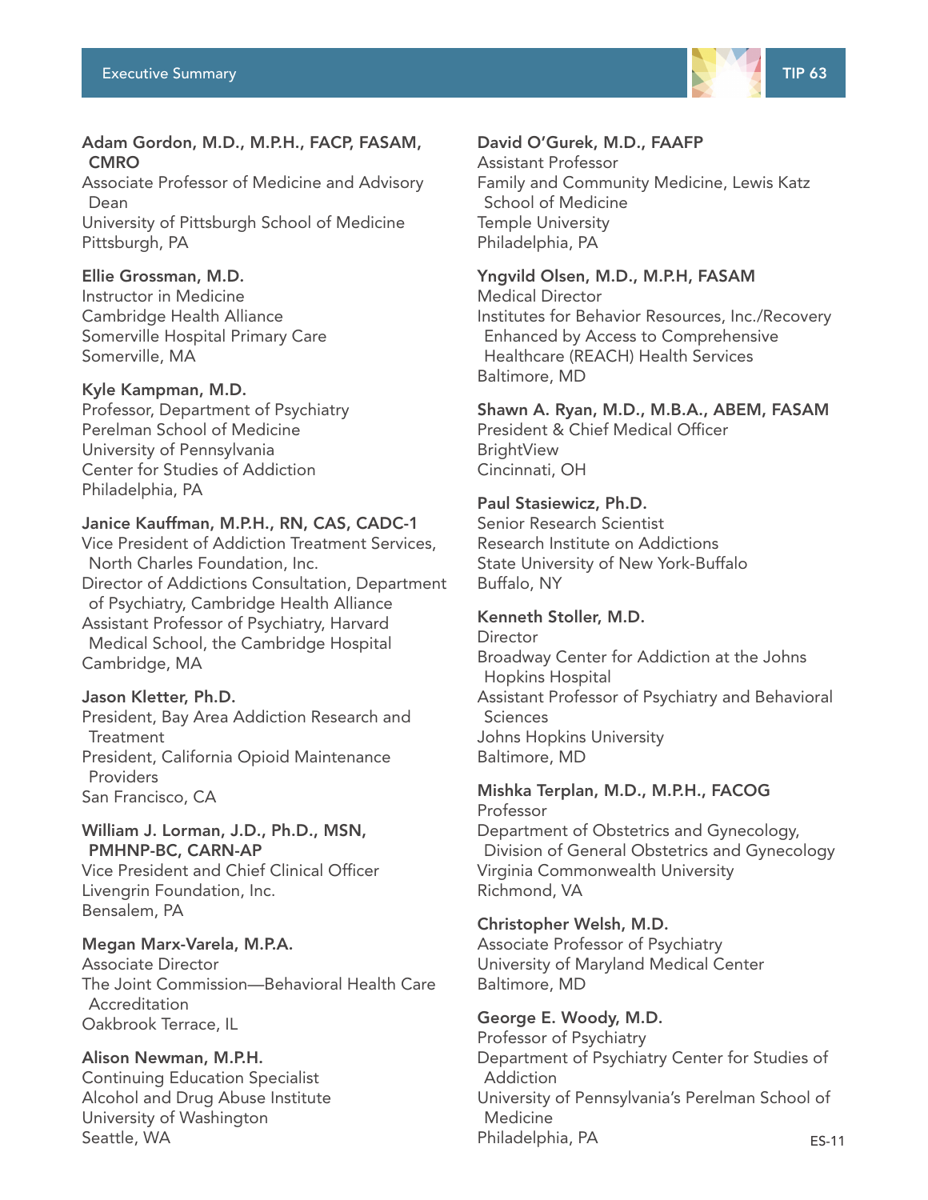**Adam Gordon, M.D., M.P.H., FACP, FASAM, CMRO**
Associate Professor of Medicine and Advisory Dean
University of Pittsburgh School of Medicine
Pittsburgh, PA

**Ellie Grossman, M.D.**
Instructor in Medicine
Cambridge Health Alliance
Somerville Hospital Primary Care
Somerville, MA

**Kyle Kampman, M.D.**
Professor, Department of Psychiatry
Perelman School of Medicine
University of Pennsylvania
Center for Studies of Addiction
Philadelphia, PA

**Janice Kauffman, M.P.H., RN, CAS, CADC-1**
Vice President of Addiction Treatment Services, North Charles Foundation, Inc.
Director of Addictions Consultation, Department of Psychiatry, Cambridge Health Alliance
Assistant Professor of Psychiatry, Harvard Medical School, the Cambridge Hospital
Cambridge, MA

**Jason Kletter, Ph.D.**
President, Bay Area Addiction Research and Treatment
President, California Opioid Maintenance Providers
San Francisco, CA

**William J. Lorman, J.D., Ph.D., MSN, PMHNP-BC, CARN-AP**
Vice President and Chief Clinical Officer
Livengrin Foundation, Inc.
Bensalem, PA

**Megan Marx-Varela, M.P.A.**
Associate Director
The Joint Commission—Behavioral Health Care Accreditation
Oakbrook Terrace, IL

**Alison Newman, M.P.H.**
Continuing Education Specialist
Alcohol and Drug Abuse Institute
University of Washington
Seattle, WA

**David O'Gurek, M.D., FAAFP**
Assistant Professor
Family and Community Medicine, Lewis Katz School of Medicine
Temple University
Philadelphia, PA

**Yngvild Olsen, M.D., M.P.H, FASAM**
Medical Director
Institutes for Behavior Resources, Inc./Recovery Enhanced by Access to Comprehensive Healthcare (REACH) Health Services
Baltimore, MD

**Shawn A. Ryan, M.D., M.B.A., ABEM, FASAM**
President & Chief Medical Officer
BrightView
Cincinnati, OH

**Paul Stasiewicz, Ph.D.**
Senior Research Scientist
Research Institute on Addictions
State University of New York-Buffalo
Buffalo, NY

**Kenneth Stoller, M.D.**
Director
Broadway Center for Addiction at the Johns Hopkins Hospital
Assistant Professor of Psychiatry and Behavioral Sciences
Johns Hopkins University
Baltimore, MD

**Mishka Terplan, M.D., M.P.H., FACOG**
Professor
Department of Obstetrics and Gynecology, Division of General Obstetrics and Gynecology
Virginia Commonwealth University
Richmond, VA

**Christopher Welsh, M.D.**
Associate Professor of Psychiatry
University of Maryland Medical Center
Baltimore, MD

**George E. Woody, M.D.**
Professor of Psychiatry
Department of Psychiatry Center for Studies of Addiction
University of Pennsylvania's Perelman School of Medicine
Philadelphia, PA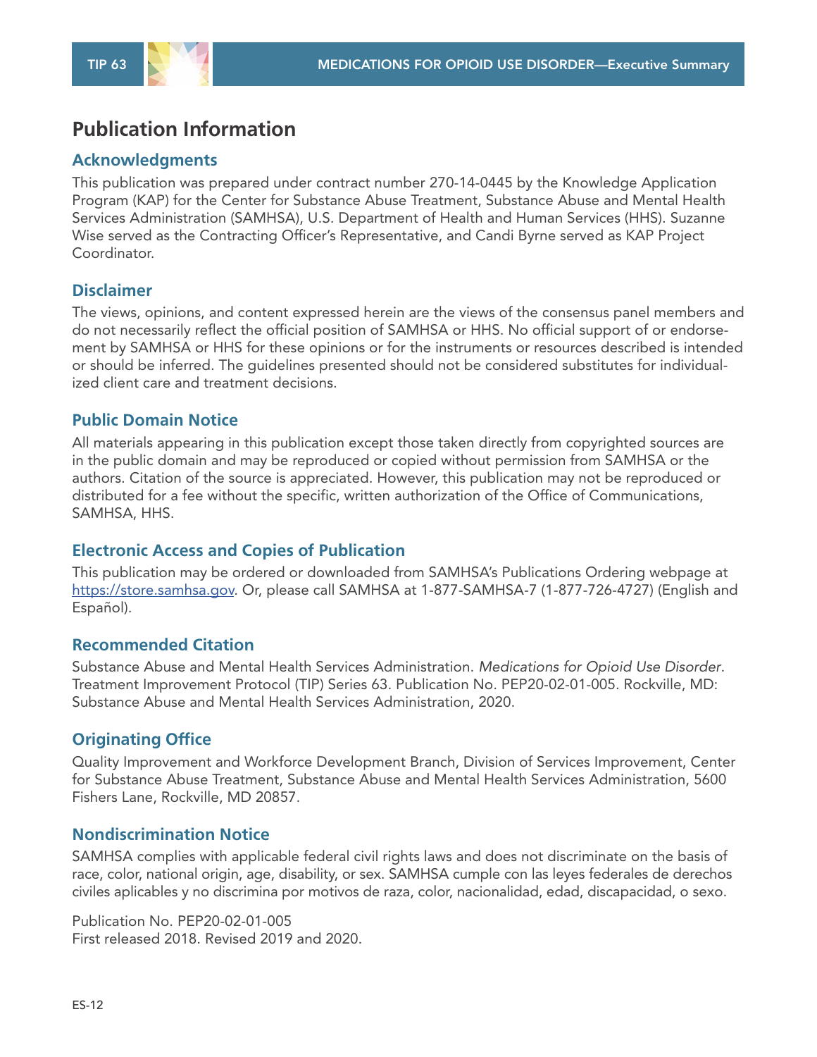# Publication Information

## Acknowledgments

This publication was prepared under contract number 270-14-0445 by the Knowledge Application Program (KAP) for the Center for Substance Abuse Treatment, Substance Abuse and Mental Health Services Administration (SAMHSA), U.S. Department of Health and Human Services (HHS). Suzanne Wise served as the Contracting Officer's Representative, and Candi Byrne served as KAP Project Coordinator.

## Disclaimer

The views, opinions, and content expressed herein are the views of the consensus panel members and do not necessarily reflect the official position of SAMHSA or HHS. No official support of or endorsement by SAMHSA or HHS for these opinions or for the instruments or resources described is intended or should be inferred. The guidelines presented should not be considered substitutes for individualized client care and treatment decisions.

## Public Domain Notice

All materials appearing in this publication except those taken directly from copyrighted sources are in the public domain and may be reproduced or copied without permission from SAMHSA or the authors. Citation of the source is appreciated. However, this publication may not be reproduced or distributed for a fee without the specific, written authorization of the Office of Communications, SAMHSA, HHS.

## Electronic Access and Copies of Publication

This publication may be ordered or downloaded from SAMHSA's Publications Ordering webpage at https://store.samhsa.gov. Or, please call SAMHSA at 1-877-SAMHSA-7 (1-877-726-4727) (English and Español).

## Recommended Citation

Substance Abuse and Mental Health Services Administration. *Medications for Opioid Use Disorder*. Treatment Improvement Protocol (TIP) Series 63. Publication No. PEP20-02-01-005. Rockville, MD: Substance Abuse and Mental Health Services Administration, 2020.

## Originating Office

Quality Improvement and Workforce Development Branch, Division of Services Improvement, Center for Substance Abuse Treatment, Substance Abuse and Mental Health Services Administration, 5600 Fishers Lane, Rockville, MD 20857.

## Nondiscrimination Notice

SAMHSA complies with applicable federal civil rights laws and does not discriminate on the basis of race, color, national origin, age, disability, or sex. SAMHSA cumple con las leyes federales de derechos civiles aplicables y no discrimina por motivos de raza, color, nacionalidad, edad, discapacidad, o sexo.

Publication No. PEP20-02-01-005
First released 2018. Revised 2019 and 2020.